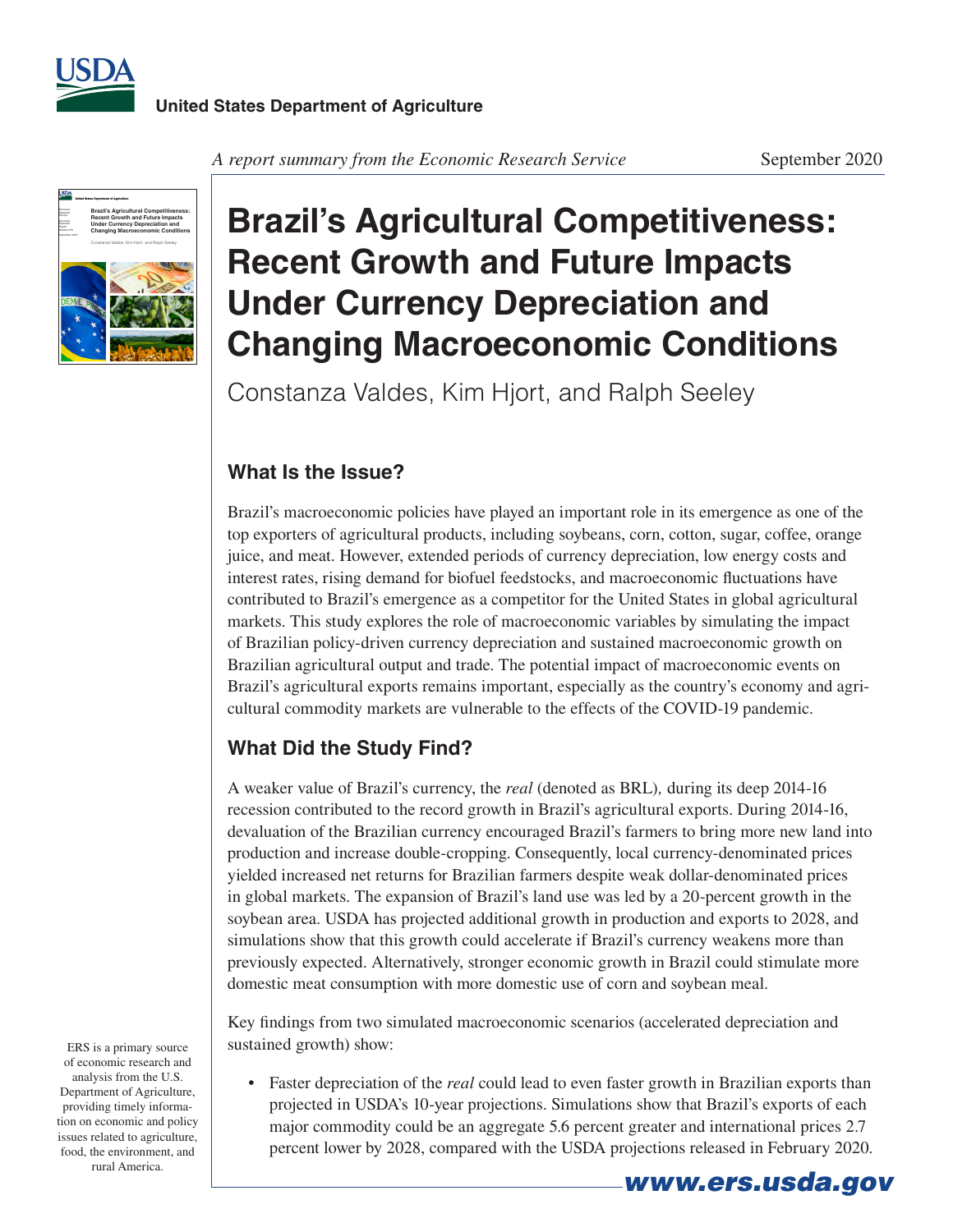United States Department of Agriculture

*A report summary from the Economic Research Service*

September 2020

# Brazil's Agricultural Competitiveness: Recent Growth and Future Impacts Under Currency Depreciation and Changing Macroeconomic Conditions

Constanza Valdes, Kim Hjort, and Ralph Seeley

## What Is the Issue?

Brazil's macroeconomic policies have played an important role in its emergence as one of the top exporters of agricultural products, including soybeans, corn, cotton, sugar, coffee, orange juice, and meat. However, extended periods of currency depreciation, low energy costs and interest rates, rising demand for biofuel feedstocks, and macroeconomic fluctuations have contributed to Brazil's emergence as a competitor for the United States in global agricultural markets. This study explores the role of macroeconomic variables by simulating the impact of Brazilian policy-driven currency depreciation and sustained macroeconomic growth on Brazilian agricultural output and trade. The potential impact of macroeconomic events on Brazil's agricultural exports remains important, especially as the country's economy and agricultural commodity markets are vulnerable to the effects of the COVID-19 pandemic.

## What Did the Study Find?

A weaker value of Brazil's currency, the *real* (denoted as BRL), during its deep 2014-16 recession contributed to the record growth in Brazil's agricultural exports. During 2014-16, devaluation of the Brazilian currency encouraged Brazil's farmers to bring more new land into production and increase double-cropping. Consequently, local currency-denominated prices yielded increased net returns for Brazilian farmers despite weak dollar-denominated prices in global markets. The expansion of Brazil's land use was led by a 20-percent growth in the soybean area. USDA has projected additional growth in production and exports to 2028, and simulations show that this growth could accelerate if Brazil's currency weakens more than previously expected. Alternatively, stronger economic growth in Brazil could stimulate more domestic meat consumption with more domestic use of corn and soybean meal.

Key findings from two simulated macroeconomic scenarios (accelerated depreciation and sustained growth) show:

- Faster depreciation of the *real* could lead to even faster growth in Brazilian exports than projected in USDA's 10-year projections. Simulations show that Brazil's exports of each major commodity could be an aggregate 5.6 percent greater and international prices 2.7 percent lower by 2028, compared with the USDA projections released in February 2020.

ERS is a primary source of economic research and analysis from the U.S. Department of Agriculture, providing timely information on economic and policy issues related to agriculture, food, the environment, and rural America.

www.ers.usda.gov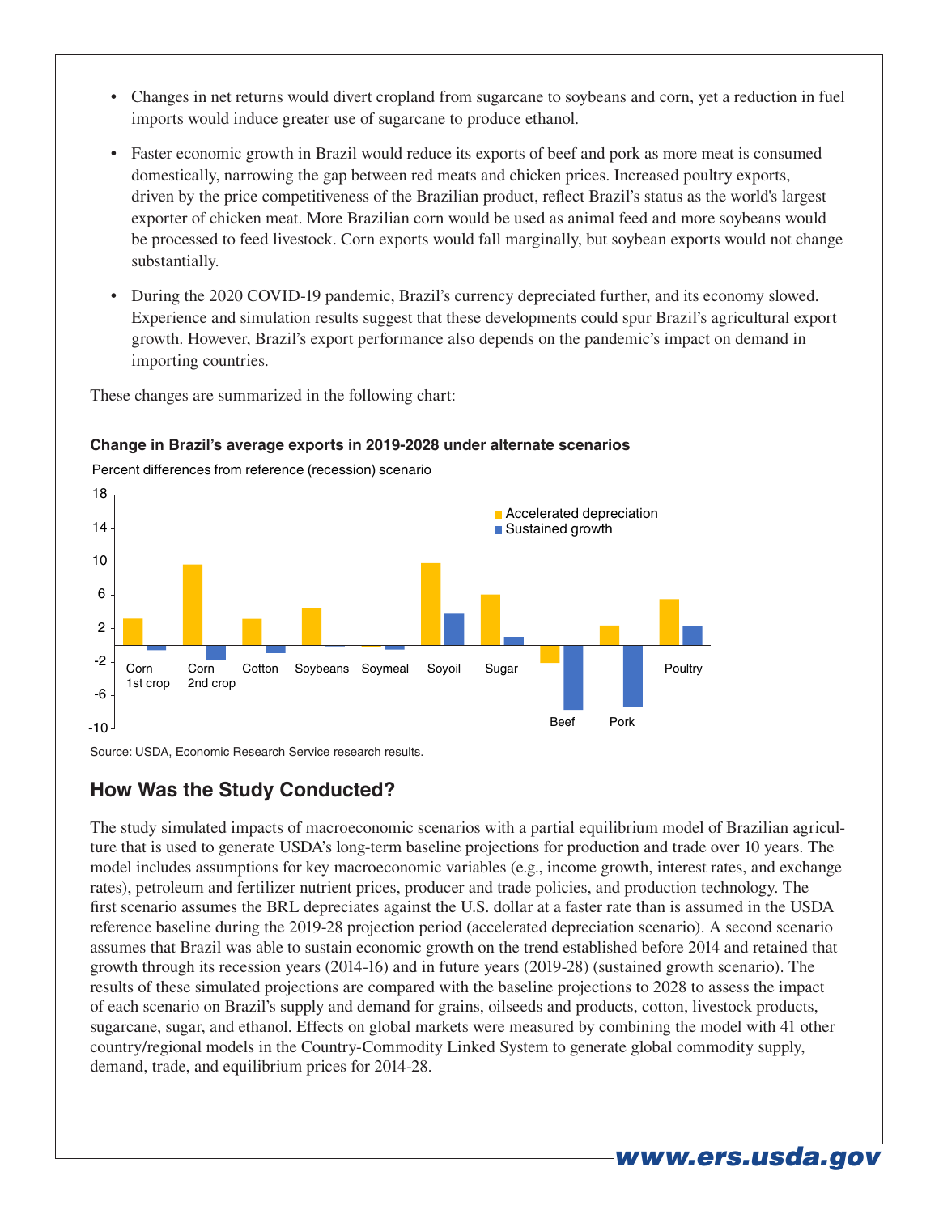- Changes in net returns would divert cropland from sugarcane to soybeans and corn, yet a reduction in fuel imports would induce greater use of sugarcane to produce ethanol.
- Faster economic growth in Brazil would reduce its exports of beef and pork as more meat is consumed domestically, narrowing the gap between red meats and chicken prices. Increased poultry exports, driven by the price competitiveness of the Brazilian product, reflect Brazil's status as the world's largest exporter of chicken meat. More Brazilian corn would be used as animal feed and more soybeans would be processed to feed livestock. Corn exports would fall marginally, but soybean exports would not change substantially.
- During the 2020 COVID-19 pandemic, Brazil's currency depreciated further, and its economy slowed. Experience and simulation results suggest that these developments could spur Brazil's agricultural export growth. However, Brazil's export performance also depends on the pandemic's impact on demand in importing countries.

These changes are summarized in the following chart:

**Change in Brazil's average exports in 2019-2028 under alternate scenarios**

Percent differences from reference (recession) scenario

18
14
10
6
2
-2
-6
-10

Accelerated depreciation
Sustained growth

Corn 1st crop
Corn 2nd crop
Cotton
Soybeans
Soymeal
Soyoil
Sugar
Beef
Pork
Poultry

Source: USDA, Economic Research Service research results.

## How Was the Study Conducted?

The study simulated impacts of macroeconomic scenarios with a partial equilibrium model of Brazilian agriculture that is used to generate USDA's long-term baseline projections for production and trade over 10 years. The model includes assumptions for key macroeconomic variables (e.g., income growth, interest rates, and exchange rates), petroleum and fertilizer nutrient prices, producer and trade policies, and production technology. The first scenario assumes the BRL depreciates against the U.S. dollar at a faster rate than is assumed in the USDA reference baseline during the 2019-28 projection period (accelerated depreciation scenario). A second scenario assumes that Brazil was able to sustain economic growth on the trend established before 2014 and retained that growth through its recession years (2014-16) and in future years (2019-28) (sustained growth scenario). The results of these simulated projections are compared with the baseline projections to 2028 to assess the impact of each scenario on Brazil's supply and demand for grains, oilseeds and products, cotton, livestock products, sugarcane, sugar, and ethanol. Effects on global markets were measured by combining the model with 41 other country/regional models in the Country-Commodity Linked System to generate global commodity supply, demand, trade, and equilibrium prices for 2014-28.